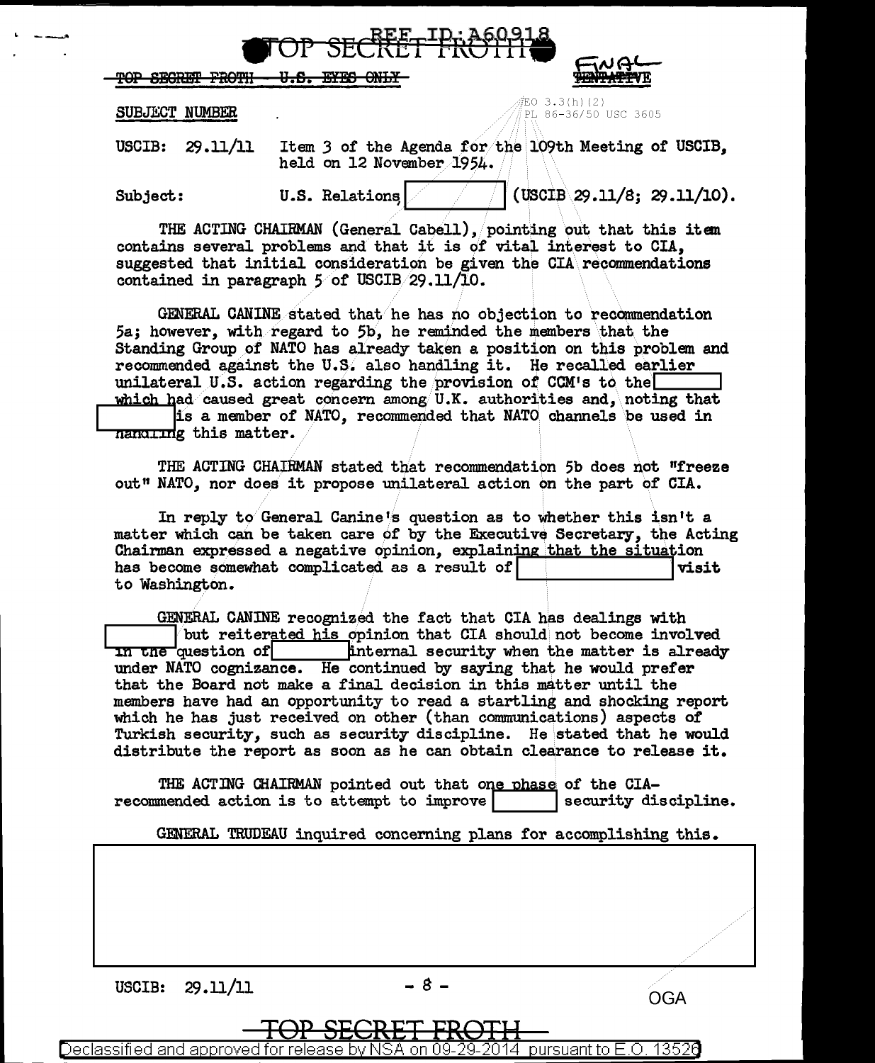TOP SECRET FROTH

~~TOP SECRET FROTH - U.S. EYES ONLY~~

FINAL
~~TENTATIVE~~

SUBJECT NUMBER

EO 3.3(h)(2)
PL 86-36/50 USC 3605

USCIB: 29.11/11 Item 3 of the Agenda for the 109th Meeting of USCIB, held on 12 November 1954.

Subject: U.S. Relations [ ] (USCIB 29.11/8; 29.11/10).

THE ACTING CHAIRMAN (General Cabell), pointing out that this item contains several problems and that it is of vital interest to CIA, suggested that initial consideration be given the CIA recommendations contained in paragraph 5 of USCIB 29.11/10.

GENERAL CANINE stated that he has no objection to recommendation 5a; however, with regard to 5b, he reminded the members that the Standing Group of NATO has already taken a position on this problem and recommended against the U.S. also handling it. He recalled earlier unilateral U.S. action regarding the provision of CCM's to the [ ] which had caused great concern among U.K. authorities and, noting that [ ] is a member of NATO, recommended that NATO channels be used in handling this matter.

THE ACTING CHAIRMAN stated that recommendation 5b does not "freeze out" NATO, nor does it propose unilateral action on the part of CIA.

In reply to General Canine's question as to whether this isn't a matter which can be taken care of by the Executive Secretary, the Acting Chairman expressed a negative opinion, explaining that the situation has become somewhat complicated as a result of [ ] visit to Washington.

GENERAL CANINE recognized the fact that CIA has dealings with [ ] but reiterated his opinion that CIA should not become involved in the question of [ ] internal security when the matter is already under NATO cognizance. He continued by saying that he would prefer that the Board not make a final decision in this matter until the members have had an opportunity to read a startling and shocking report which he has just received on other (than communications) aspects of Turkish security, such as security discipline. He stated that he would distribute the report as soon as he can obtain clearance to release it.

THE ACTING CHAIRMAN pointed out that one phase of the CIA-recommended action is to attempt to improve [ ] security discipline.

GENERAL TRUDEAU inquired concerning plans for accomplishing this.

[ ]

USCIB: 29.11/11

OGA

TOP SECRET FROTH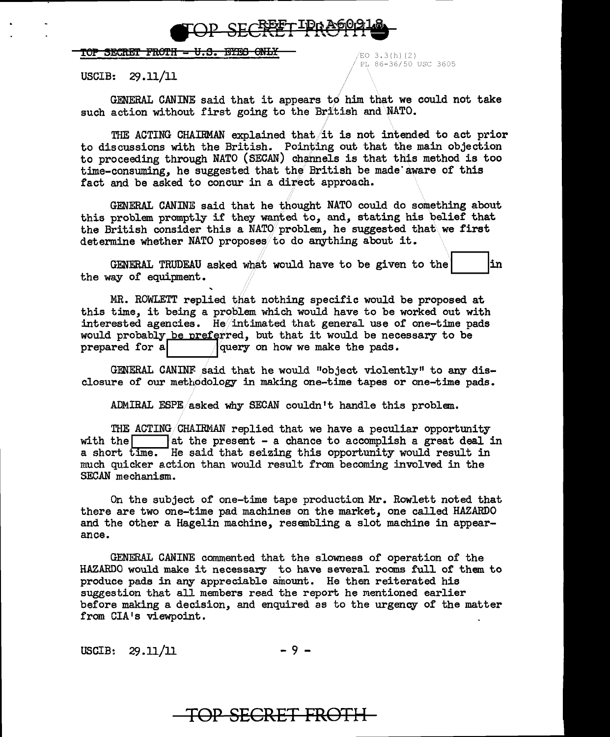USCIB: 29.11/11

GENERAL CANINE said that it appears to him that we could not take such action without first going to the British and NATO.

THE ACTING CHAIRMAN explained that it is not intended to act prior to discussions with the British. Pointing out that the main objection to proceeding through NATO (SECAN) channels is that this method is too time-consuming, he suggested that the British be made aware of this fact and be asked to concur in a direct approach.

GENERAL CANINE said that he thought NATO could do something about this problem promptly if they wanted to, and, stating his belief that the British consider this a NATO problem, he suggested that we first determine whether NATO proposes to do anything about it.

GENERAL TRUDEAU asked what would have to be given to the [ ] in the way of equipment.

MR. ROWLETT replied that nothing specific would be proposed at this time, it being a problem which would have to be worked out with interested agencies. He intimated that general use of one-time pads would probably be preferred, but that it would be necessary to be prepared for a [ ] query on how we make the pads.

GENERAL CANINE said that he would "object violently" to any disclosure of our methodology in making one-time tapes or one-time pads.

ADMIRAL ESPE asked why SECAN couldn't handle this problem.

THE ACTING CHAIRMAN replied that we have a peculiar opportunity with the [ ] at the present - a chance to accomplish a great deal in a short time. He said that seizing this opportunity would result in much quicker action than would result from becoming involved in the SECAN mechanism.

On the subject of one-time tape production Mr. Rowlett noted that there are two one-time pad machines on the market, one called HAZARDO and the other a Hagelin machine, resembling a slot machine in appearance.

GENERAL CANINE commented that the slowness of operation of the HAZARDO would make it necessary to have several rooms full of them to produce pads in any appreciable amount. He then reiterated his suggestion that all members read the report he mentioned earlier before making a decision, and enquired as to the urgency of the matter from CIA's viewpoint.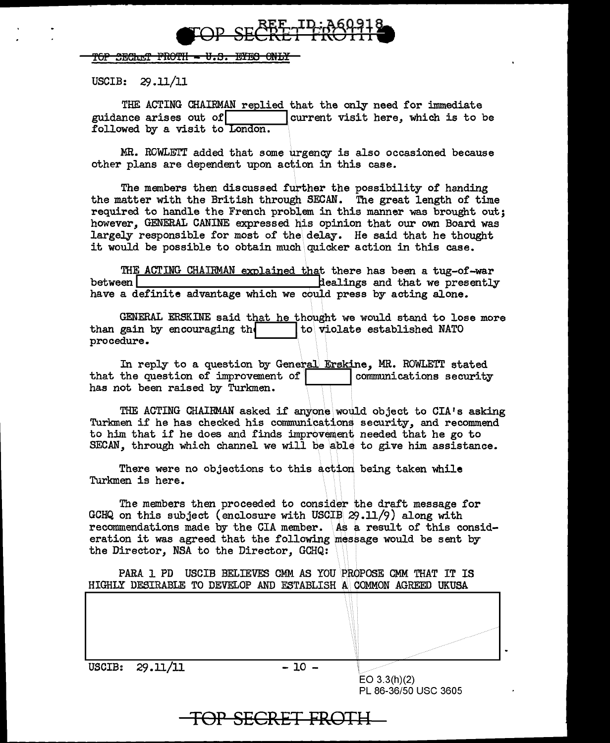TOP SECRET FROTH - U.S. EYES ONLY

USCIB: 29.11/11

THE ACTING CHAIRMAN replied that the only need for immediate guidance arises out of [          ] current visit here, which is to be followed by a visit to London.

MR. ROWLETT added that some urgency is also occasioned because other plans are dependent upon action in this case.

The members then discussed further the possibility of handing the matter with the British through SECAN. The great length of time required to handle the French problem in this manner was brought out; however, GENERAL CANINE expressed his opinion that our own Board was largely responsible for most of the delay. He said that he thought it would be possible to obtain much quicker action in this case.

THE ACTING CHAIRMAN explained that there has been a tug-of-war between [                    ] dealings and that we presently have a definite advantage which we could press by acting alone.

GENERAL ERSKINE said that he thought we would stand to lose more than gain by encouraging th[          ] to violate established NATO procedure.

In reply to a question by General Erskine, MR. ROWLETT stated that the question of improvement of [          ] communications security has not been raised by Turkmen.

THE ACTING CHAIRMAN asked if anyone would object to CIA's asking Turkmen if he has checked his communications security, and recommend to him that if he does and finds improvement needed that he go to SECAN, through which channel we will be able to give him assistance.

There were no objections to this action being taken while Turkmen is here.

The members then proceeded to consider the draft message for GCHQ on this subject (enclosure with USCIB 29.11/9) along with recommendations made by the CIA member. As a result of this consideration it was agreed that the following message would be sent by the Director, NSA to the Director, GCHQ:

PARA 1 PD USCIB BELIEVES CMM AS YOU PROPOSE CMM THAT IT IS HIGHLY DESIRABLE TO DEVELOP AND ESTABLISH A COMMON AGREED UKUSA

[                                                            ]

USCIB: 29.11/11

EO 3.3(h)(2)
PL 86-36/50 USC 3605

TOP SECRET FROTH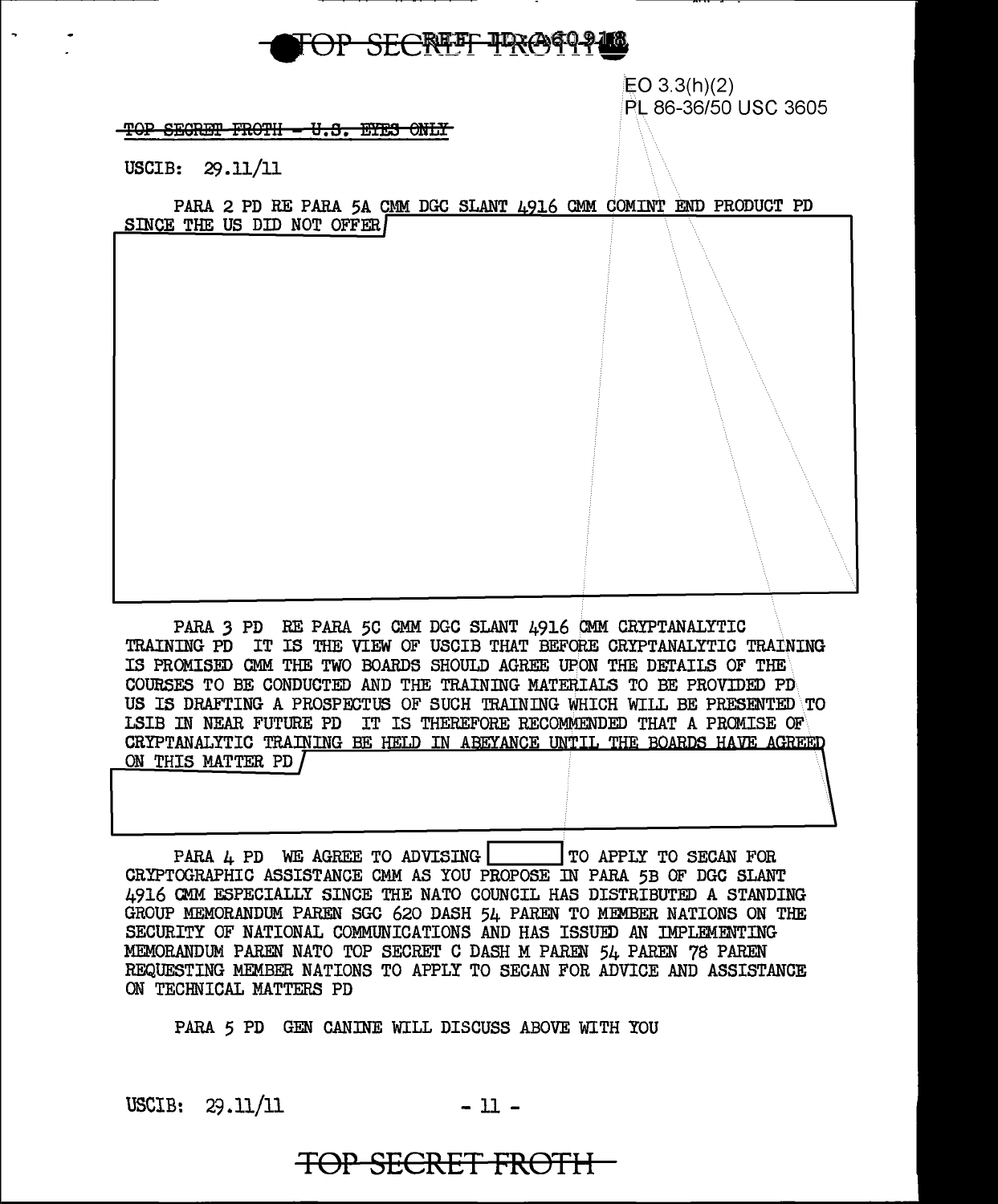EO 3.3(h)(2)
PL 86-36/50 USC 3605

~~TOP SECRET FROTH - U.S. EYES ONLY~~

USCIB: 29.11/11

PARA 2 PD RE PARA 5A CMM DGC SLANT 4916 CMM COMINT END PRODUCT PD SINCE THE US DID NOT OFFER

PARA 3 PD RE PARA 5C CMM DGC SLANT 4916 CMM CRYPTANALYTIC TRAINING PD IT IS THE VIEW OF USCIB THAT BEFORE CRYPTANALYTIC TRAINING IS PROMISED CMM THE TWO BOARDS SHOULD AGREE UPON THE DETAILS OF THE COURSES TO BE CONDUCTED AND THE TRAINING MATERIALS TO BE PROVIDED PD US IS DRAFTING A PROSPECTUS OF SUCH TRAINING WHICH WILL BE PRESENTED TO LSIB IN NEAR FUTURE PD IT IS THEREFORE RECOMMENDED THAT A PROMISE OF CRYPTANALYTIC TRAINING BE HELD IN ABEYANCE UNTIL THE BOARDS HAVE AGREED ON THIS MATTER PD

PARA 4 PD WE AGREE TO ADVISING [redacted] TO APPLY TO SECAN FOR CRYPTOGRAPHIC ASSISTANCE CMM AS YOU PROPOSE IN PARA 5B OF DGC SLANT 4916 CMM ESPECIALLY SINCE THE NATO COUNCIL HAS DISTRIBUTED A STANDING GROUP MEMORANDUM PAREN SGC 620 DASH 54 PAREN TO MEMBER NATIONS ON THE SECURITY OF NATIONAL COMMUNICATIONS AND HAS ISSUED AN IMPLEMENTING MEMORANDUM PAREN NATO TOP SECRET C DASH M PAREN 54 PAREN 78 PAREN REQUESTING MEMBER NATIONS TO APPLY TO SECAN FOR ADVICE AND ASSISTANCE ON TECHNICAL MATTERS PD

PARA 5 PD GEN CANINE WILL DISCUSS ABOVE WITH YOU

USCIB: 29.11/11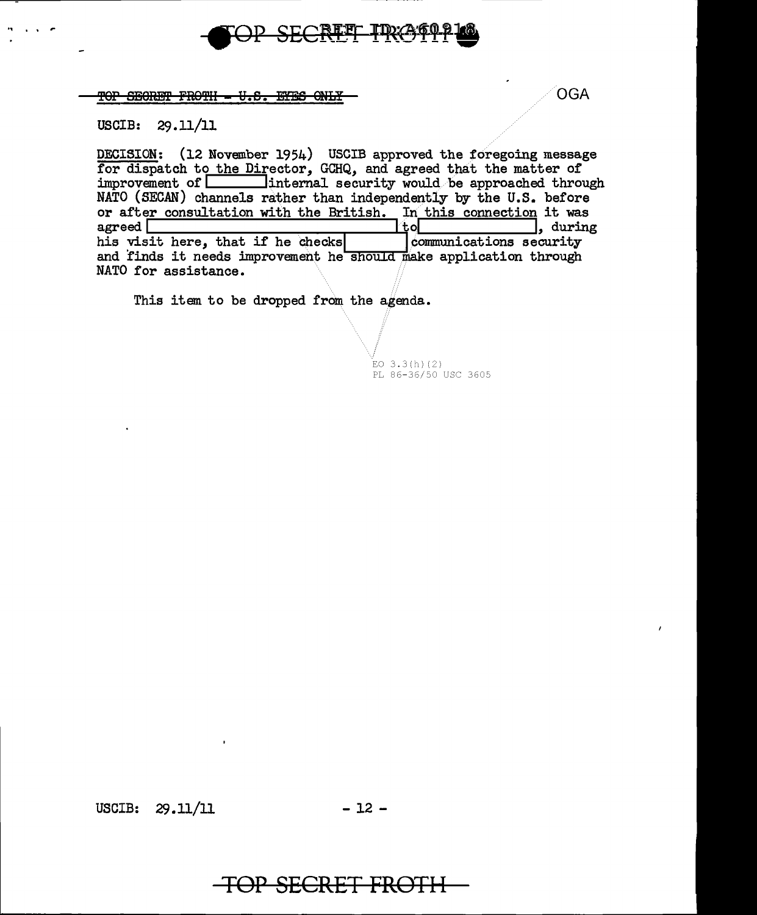TOP SECRET FROTH - U.S. EYES ONLY

OGA

USCIB: 29.11/11

DECISION: (12 November 1954) USCIB approved the foregoing message for dispatch to the Director, GCHQ, and agreed that the matter of improvement of [ ] internal security would be approached through NATO (SECAN) channels rather than independently by the U.S. before or after consultation with the British. In this connection it was agreed [ ] to [ ], during his visit here, that if he checks [ ] communications security and finds it needs improvement he should make application through NATO for assistance.

This item to be dropped from the agenda.

EO 3.3(h)(2)
PL 86-36/50 USC 3605

USCIB: 29.11/11

TOP SECRET FROTH